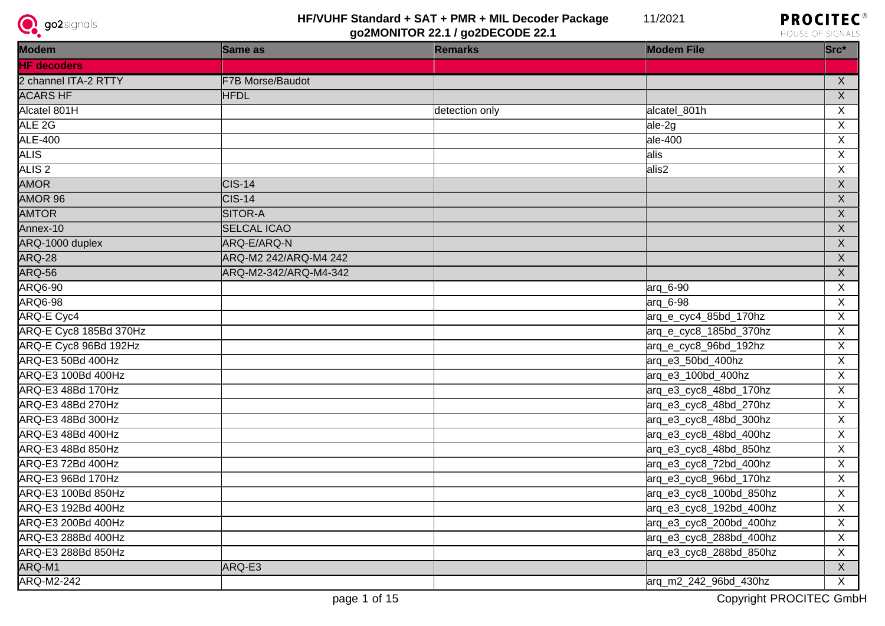# HF/VUHF Standard + SAT + PMR + MIL Decoder Package

**go2MONITOR 22.1 / go2DECODE 22.1**

11/2021

| Modem | Same as | Remarks | Modem File | Src* |
|---|---|---|---|---|
| **HF decoders** | | | | |
| 2 channel ITA-2 RTTY | F7B Morse/Baudot | | | X |
| ACARS HF | HFDL | | | X |
| Alcatel 801H | | detection only | alcatel_801h | X |
| ALE 2G | | | ale-2g | X |
| ALE-400 | | | ale-400 | X |
| ALIS | | | alis | X |
| ALIS 2 | | | alis2 | X |
| AMOR | CIS-14 | | | X |
| AMOR 96 | CIS-14 | | | X |
| AMTOR | SITOR-A | | | X |
| Annex-10 | SELCAL ICAO | | | X |
| ARQ-1000 duplex | ARQ-E/ARQ-N | | | X |
| ARQ-28 | ARQ-M2 242/ARQ-M4 242 | | | X |
| ARQ-56 | ARQ-M2-342/ARQ-M4-342 | | | X |
| ARQ6-90 | | | arq_6-90 | X |
| ARQ6-98 | | | arq_6-98 | X |
| ARQ-E Cyc4 | | | arq_e_cyc4_85bd_170hz | X |
| ARQ-E Cyc8 185Bd 370Hz | | | arq_e_cyc8_185bd_370hz | X |
| ARQ-E Cyc8 96Bd 192Hz | | | arq_e_cyc8_96bd_192hz | X |
| ARQ-E3 50Bd 400Hz | | | arq_e3_50bd_400hz | X |
| ARQ-E3 100Bd 400Hz | | | arq_e3_100bd_400hz | X |
| ARQ-E3 48Bd 170Hz | | | arq_e3_cyc8_48bd_170hz | X |
| ARQ-E3 48Bd 270Hz | | | arq_e3_cyc8_48bd_270hz | X |
| ARQ-E3 48Bd 300Hz | | | arq_e3_cyc8_48bd_300hz | X |
| ARQ-E3 48Bd 400Hz | | | arq_e3_cyc8_48bd_400hz | X |
| ARQ-E3 48Bd 850Hz | | | arq_e3_cyc8_48bd_850hz | X |
| ARQ-E3 72Bd 400Hz | | | arq_e3_cyc8_72bd_400hz | X |
| ARQ-E3 96Bd 170Hz | | | arq_e3_cyc8_96bd_170hz | X |
| ARQ-E3 100Bd 850Hz | | | arq_e3_cyc8_100bd_850hz | X |
| ARQ-E3 192Bd 400Hz | | | arq_e3_cyc8_192bd_400hz | X |
| ARQ-E3 200Bd 400Hz | | | arq_e3_cyc8_200bd_400hz | X |
| ARQ-E3 288Bd 400Hz | | | arq_e3_cyc8_288bd_400hz | X |
| ARQ-E3 288Bd 850Hz | | | arq_e3_cyc8_288bd_850hz | X |
| ARQ-M1 | ARQ-E3 | | | X |
| ARQ-M2-242 | | | arq_m2_242_96bd_430hz | X |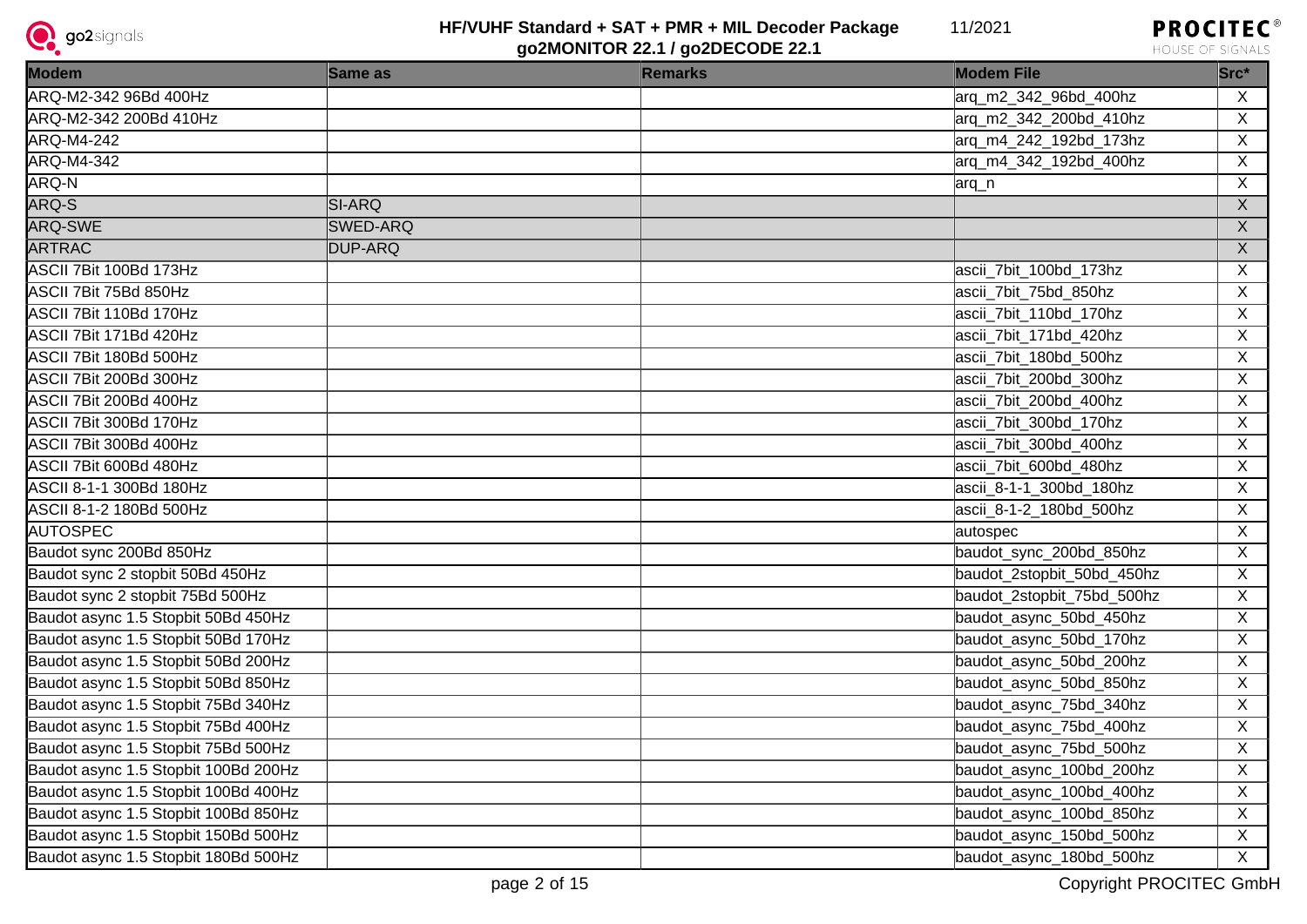| Modem | Same as | Remarks | Modem File | Src* |
|---|---|---|---|---|
| ARQ-M2-342 96Bd 400Hz | | | arq_m2_342_96bd_400hz | X |
| ARQ-M2-342 200Bd 410Hz | | | arq_m2_342_200bd_410hz | X |
| ARQ-M4-242 | | | arq_m4_242_192bd_173hz | X |
| ARQ-M4-342 | | | arq_m4_342_192bd_400hz | X |
| ARQ-N | | | arq_n | X |
| ARQ-S | SI-ARQ | | | X |
| ARQ-SWE | SWED-ARQ | | | X |
| ARTRAC | DUP-ARQ | | | X |
| ASCII 7Bit 100Bd 173Hz | | | ascii_7bit_100bd_173hz | X |
| ASCII 7Bit 75Bd 850Hz | | | ascii_7bit_75bd_850hz | X |
| ASCII 7Bit 110Bd 170Hz | | | ascii_7bit_110bd_170hz | X |
| ASCII 7Bit 171Bd 420Hz | | | ascii_7bit_171bd_420hz | X |
| ASCII 7Bit 180Bd 500Hz | | | ascii_7bit_180bd_500hz | X |
| ASCII 7Bit 200Bd 300Hz | | | ascii_7bit_200bd_300hz | X |
| ASCII 7Bit 200Bd 400Hz | | | ascii_7bit_200bd_400hz | X |
| ASCII 7Bit 300Bd 170Hz | | | ascii_7bit_300bd_170hz | X |
| ASCII 7Bit 300Bd 400Hz | | | ascii_7bit_300bd_400hz | X |
| ASCII 7Bit 600Bd 480Hz | | | ascii_7bit_600bd_480hz | X |
| ASCII 8-1-1 300Bd 180Hz | | | ascii_8-1-1_300bd_180hz | X |
| ASCII 8-1-2 180Bd 500Hz | | | ascii_8-1-2_180bd_500hz | X |
| AUTOSPEC | | | autospec | X |
| Baudot sync 200Bd 850Hz | | | baudot_sync_200bd_850hz | X |
| Baudot sync 2 stopbit 50Bd 450Hz | | | baudot_2stopbit_50bd_450hz | X |
| Baudot sync 2 stopbit 75Bd 500Hz | | | baudot_2stopbit_75bd_500hz | X |
| Baudot async 1.5 Stopbit 50Bd 450Hz | | | baudot_async_50bd_450hz | X |
| Baudot async 1.5 Stopbit 50Bd 170Hz | | | baudot_async_50bd_170hz | X |
| Baudot async 1.5 Stopbit 50Bd 200Hz | | | baudot_async_50bd_200hz | X |
| Baudot async 1.5 Stopbit 50Bd 850Hz | | | baudot_async_50bd_850hz | X |
| Baudot async 1.5 Stopbit 75Bd 340Hz | | | baudot_async_75bd_340hz | X |
| Baudot async 1.5 Stopbit 75Bd 400Hz | | | baudot_async_75bd_400hz | X |
| Baudot async 1.5 Stopbit 75Bd 500Hz | | | baudot_async_75bd_500hz | X |
| Baudot async 1.5 Stopbit 100Bd 200Hz | | | baudot_async_100bd_200hz | X |
| Baudot async 1.5 Stopbit 100Bd 400Hz | | | baudot_async_100bd_400hz | X |
| Baudot async 1.5 Stopbit 100Bd 850Hz | | | baudot_async_100bd_850hz | X |
| Baudot async 1.5 Stopbit 150Bd 500Hz | | | baudot_async_150bd_500hz | X |
| Baudot async 1.5 Stopbit 180Bd 500Hz | | | baudot_async_180bd_500hz | X |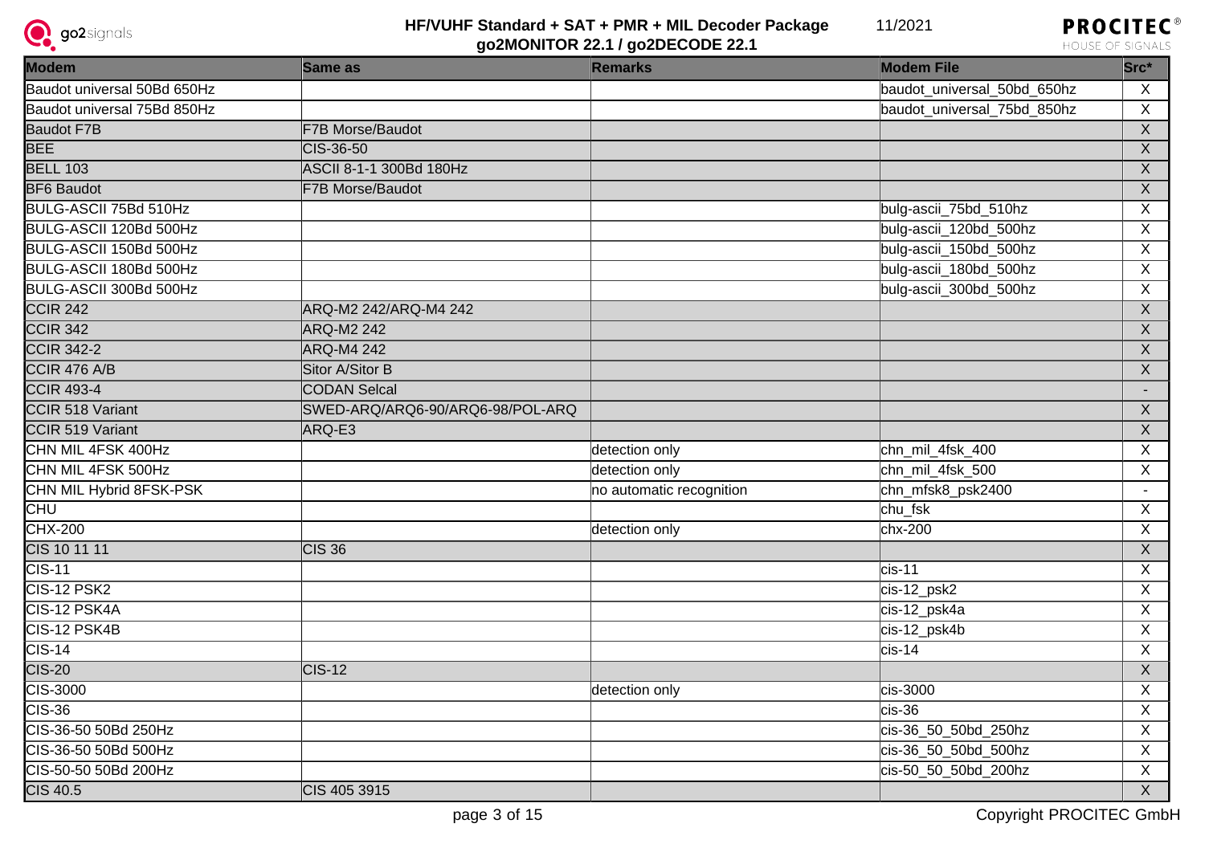| Modem | Same as | Remarks | Modem File | Src* |
|---|---|---|---|---|
| Baudot universal 50Bd 650Hz | | | baudot_universal_50bd_650hz | X |
| Baudot universal 75Bd 850Hz | | | baudot_universal_75bd_850hz | X |
| Baudot F7B | F7B Morse/Baudot | | | X |
| BEE | CIS-36-50 | | | X |
| BELL 103 | ASCII 8-1-1 300Bd 180Hz | | | X |
| BF6 Baudot | F7B Morse/Baudot | | | X |
| BULG-ASCII 75Bd 510Hz | | | bulg-ascii_75bd_510hz | X |
| BULG-ASCII 120Bd 500Hz | | | bulg-ascii_120bd_500hz | X |
| BULG-ASCII 150Bd 500Hz | | | bulg-ascii_150bd_500hz | X |
| BULG-ASCII 180Bd 500Hz | | | bulg-ascii_180bd_500hz | X |
| BULG-ASCII 300Bd 500Hz | | | bulg-ascii_300bd_500hz | X |
| CCIR 242 | ARQ-M2 242/ARQ-M4 242 | | | X |
| CCIR 342 | ARQ-M2 242 | | | X |
| CCIR 342-2 | ARQ-M4 242 | | | X |
| CCIR 476 A/B | Sitor A/Sitor B | | | X |
| CCIR 493-4 | CODAN Selcal | | | - |
| CCIR 518 Variant | SWED-ARQ/ARQ6-90/ARQ6-98/POL-ARQ | | | X |
| CCIR 519 Variant | ARQ-E3 | | | X |
| CHN MIL 4FSK 400Hz | | detection only | chn_mil_4fsk_400 | X |
| CHN MIL 4FSK 500Hz | | detection only | chn_mil_4fsk_500 | X |
| CHN MIL Hybrid 8FSK-PSK | | no automatic recognition | chn_mfsk8_psk2400 | - |
| CHU | | | chu_fsk | X |
| CHX-200 | | detection only | chx-200 | X |
| CIS 10 11 11 | CIS 36 | | | X |
| CIS-11 | | | cis-11 | X |
| CIS-12 PSK2 | | | cis-12_psk2 | X |
| CIS-12 PSK4A | | | cis-12_psk4a | X |
| CIS-12 PSK4B | | | cis-12_psk4b | X |
| CIS-14 | | | cis-14 | X |
| CIS-20 | CIS-12 | | | X |
| CIS-3000 | | detection only | cis-3000 | X |
| CIS-36 | | | cis-36 | X |
| CIS-36-50 50Bd 250Hz | | | cis-36_50_50bd_250hz | X |
| CIS-36-50 50Bd 500Hz | | | cis-36_50_50bd_500hz | X |
| CIS-50-50 50Bd 200Hz | | | cis-50_50_50bd_200hz | X |
| CIS 40.5 | CIS 405 3915 | | | X |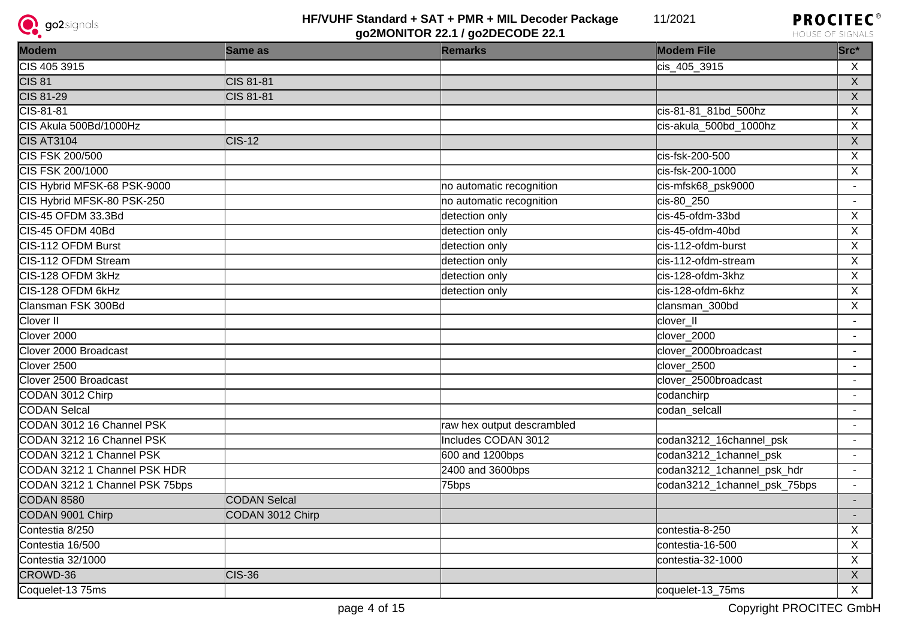| Modem | Same as | Remarks | Modem File | Src* |
|---|---|---|---|---|
| CIS 405 3915 | | | cis_405_3915 | X |
| CIS 81 | CIS 81-81 | | | X |
| CIS 81-29 | CIS 81-81 | | | X |
| CIS-81-81 | | | cis-81-81_81bd_500hz | X |
| CIS Akula 500Bd/1000Hz | | | cis-akula_500bd_1000hz | X |
| CIS AT3104 | CIS-12 | | | X |
| CIS FSK 200/500 | | | cis-fsk-200-500 | X |
| CIS FSK 200/1000 | | | cis-fsk-200-1000 | X |
| CIS Hybrid MFSK-68 PSK-9000 | | no automatic recognition | cis-mfsk68_psk9000 | - |
| CIS Hybrid MFSK-80 PSK-250 | | no automatic recognition | cis-80_250 | - |
| CIS-45 OFDM 33.3Bd | | detection only | cis-45-ofdm-33bd | X |
| CIS-45 OFDM 40Bd | | detection only | cis-45-ofdm-40bd | X |
| CIS-112 OFDM Burst | | detection only | cis-112-ofdm-burst | X |
| CIS-112 OFDM Stream | | detection only | cis-112-ofdm-stream | X |
| CIS-128 OFDM 3kHz | | detection only | cis-128-ofdm-3khz | X |
| CIS-128 OFDM 6kHz | | detection only | cis-128-ofdm-6khz | X |
| Clansman FSK 300Bd | | | clansman_300bd | X |
| Clover II | | | clover_II | - |
| Clover 2000 | | | clover_2000 | - |
| Clover 2000 Broadcast | | | clover_2000broadcast | - |
| Clover 2500 | | | clover_2500 | - |
| Clover 2500 Broadcast | | | clover_2500broadcast | - |
| CODAN 3012 Chirp | | | codanchirp | - |
| CODAN Selcal | | | codan_selcall | - |
| CODAN 3012 16 Channel PSK | | raw hex output descrambled | | - |
| CODAN 3212 16 Channel PSK | | Includes CODAN 3012 | codan3212_16channel_psk | - |
| CODAN 3212 1 Channel PSK | | 600 and 1200bps | codan3212_1channel_psk | - |
| CODAN 3212 1 Channel PSK HDR | | 2400 and 3600bps | codan3212_1channel_psk_hdr | - |
| CODAN 3212 1 Channel PSK 75bps | | 75bps | codan3212_1channel_psk_75bps | - |
| CODAN 8580 | CODAN Selcal | | | - |
| CODAN 9001 Chirp | CODAN 3012 Chirp | | | - |
| Contestia 8/250 | | | contestia-8-250 | X |
| Contestia 16/500 | | | contestia-16-500 | X |
| Contestia 32/1000 | | | contestia-32-1000 | X |
| CROWD-36 | CIS-36 | | | X |
| Coquelet-13 75ms | | | coquelet-13_75ms | X |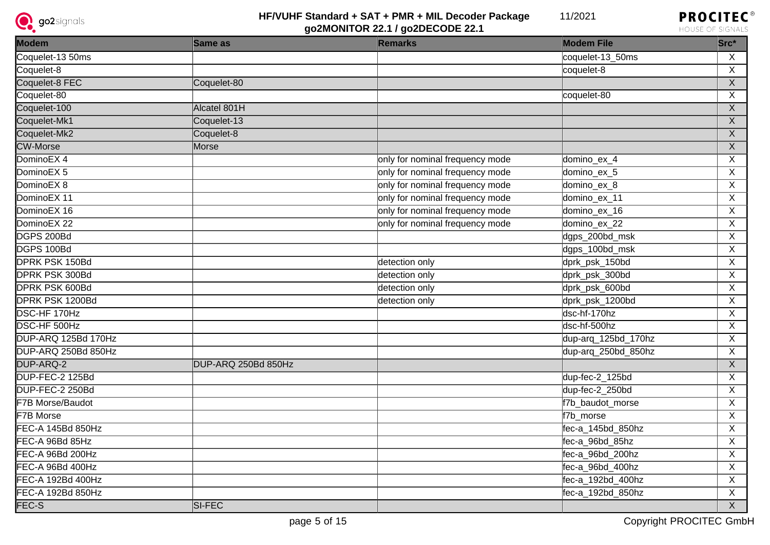| Modem | Same as | Remarks | Modem File | Src* |
|---|---|---|---|---|
| Coquelet-13 50ms | | | coquelet-13_50ms | X |
| Coquelet-8 | | | coquelet-8 | X |
| Coquelet-8 FEC | Coquelet-80 | | | X |
| Coquelet-80 | | | coquelet-80 | X |
| Coquelet-100 | Alcatel 801H | | | X |
| Coquelet-Mk1 | Coquelet-13 | | | X |
| Coquelet-Mk2 | Coquelet-8 | | | X |
| CW-Morse | Morse | | | X |
| DominoEX 4 | | only for nominal frequency mode | domino_ex_4 | X |
| DominoEX 5 | | only for nominal frequency mode | domino_ex_5 | X |
| DominoEX 8 | | only for nominal frequency mode | domino_ex_8 | X |
| DominoEX 11 | | only for nominal frequency mode | domino_ex_11 | X |
| DominoEX 16 | | only for nominal frequency mode | domino_ex_16 | X |
| DominoEX 22 | | only for nominal frequency mode | domino_ex_22 | X |
| DGPS 200Bd | | | dgps_200bd_msk | X |
| DGPS 100Bd | | | dgps_100bd_msk | X |
| DPRK PSK 150Bd | | detection only | dprk_psk_150bd | X |
| DPRK PSK 300Bd | | detection only | dprk_psk_300bd | X |
| DPRK PSK 600Bd | | detection only | dprk_psk_600bd | X |
| DPRK PSK 1200Bd | | detection only | dprk_psk_1200bd | X |
| DSC-HF 170Hz | | | dsc-hf-170hz | X |
| DSC-HF 500Hz | | | dsc-hf-500hz | X |
| DUP-ARQ 125Bd 170Hz | | | dup-arq_125bd_170hz | X |
| DUP-ARQ 250Bd 850Hz | | | dup-arq_250bd_850hz | X |
| DUP-ARQ-2 | DUP-ARQ 250Bd 850Hz | | | X |
| DUP-FEC-2 125Bd | | | dup-fec-2_125bd | X |
| DUP-FEC-2 250Bd | | | dup-fec-2_250bd | X |
| F7B Morse/Baudot | | | f7b_baudot_morse | X |
| F7B Morse | | | f7b_morse | X |
| FEC-A 145Bd 850Hz | | | fec-a_145bd_850hz | X |
| FEC-A 96Bd 85Hz | | | fec-a_96bd_85hz | X |
| FEC-A 96Bd 200Hz | | | fec-a_96bd_200hz | X |
| FEC-A 96Bd 400Hz | | | fec-a_96bd_400hz | X |
| FEC-A 192Bd 400Hz | | | fec-a_192bd_400hz | X |
| FEC-A 192Bd 850Hz | | | fec-a_192bd_850hz | X |
| FEC-S | SI-FEC | | | X |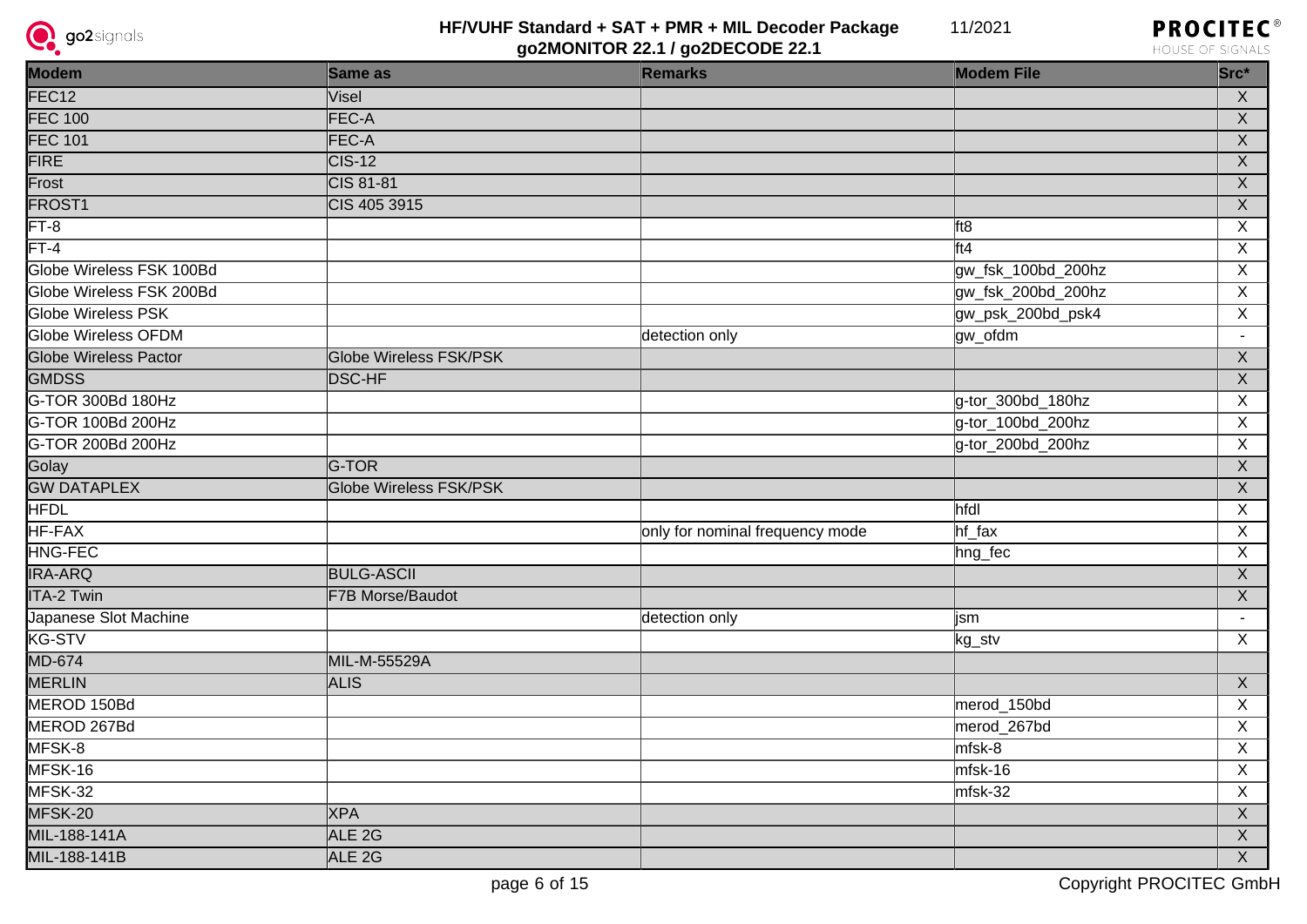| Modem | Same as | Remarks | Modem File | Src* |
|---|---|---|---|---|
| FEC12 | Visel | | | X |
| FEC 100 | FEC-A | | | X |
| FEC 101 | FEC-A | | | X |
| FIRE | CIS-12 | | | X |
| Frost | CIS 81-81 | | | X |
| FROST1 | CIS 405 3915 | | | X |
| FT-8 | | | ft8 | X |
| FT-4 | | | ft4 | X |
| Globe Wireless FSK 100Bd | | | gw_fsk_100bd_200hz | X |
| Globe Wireless FSK 200Bd | | | gw_fsk_200bd_200hz | X |
| Globe Wireless PSK | | | gw_psk_200bd_psk4 | X |
| Globe Wireless OFDM | | detection only | gw_ofdm | - |
| Globe Wireless Pactor | Globe Wireless FSK/PSK | | | X |
| GMDSS | DSC-HF | | | X |
| G-TOR 300Bd 180Hz | | | g-tor_300bd_180hz | X |
| G-TOR 100Bd 200Hz | | | g-tor_100bd_200hz | X |
| G-TOR 200Bd 200Hz | | | g-tor_200bd_200hz | X |
| Golay | G-TOR | | | X |
| GW DATAPLEX | Globe Wireless FSK/PSK | | | X |
| HFDL | | | hfdl | X |
| HF-FAX | | only for nominal frequency mode | hf_fax | X |
| HNG-FEC | | | hng_fec | X |
| IRA-ARQ | BULG-ASCII | | | X |
| ITA-2 Twin | F7B Morse/Baudot | | | X |
| Japanese Slot Machine | | detection only | jsm | - |
| KG-STV | | | kg_stv | X |
| MD-674 | MIL-M-55529A | | | |
| MERLIN | ALIS | | | X |
| MEROD 150Bd | | | merod_150bd | X |
| MEROD 267Bd | | | merod_267bd | X |
| MFSK-8 | | | mfsk-8 | X |
| MFSK-16 | | | mfsk-16 | X |
| MFSK-32 | | | mfsk-32 | X |
| MFSK-20 | XPA | | | X |
| MIL-188-141A | ALE 2G | | | X |
| MIL-188-141B | ALE 2G | | | X |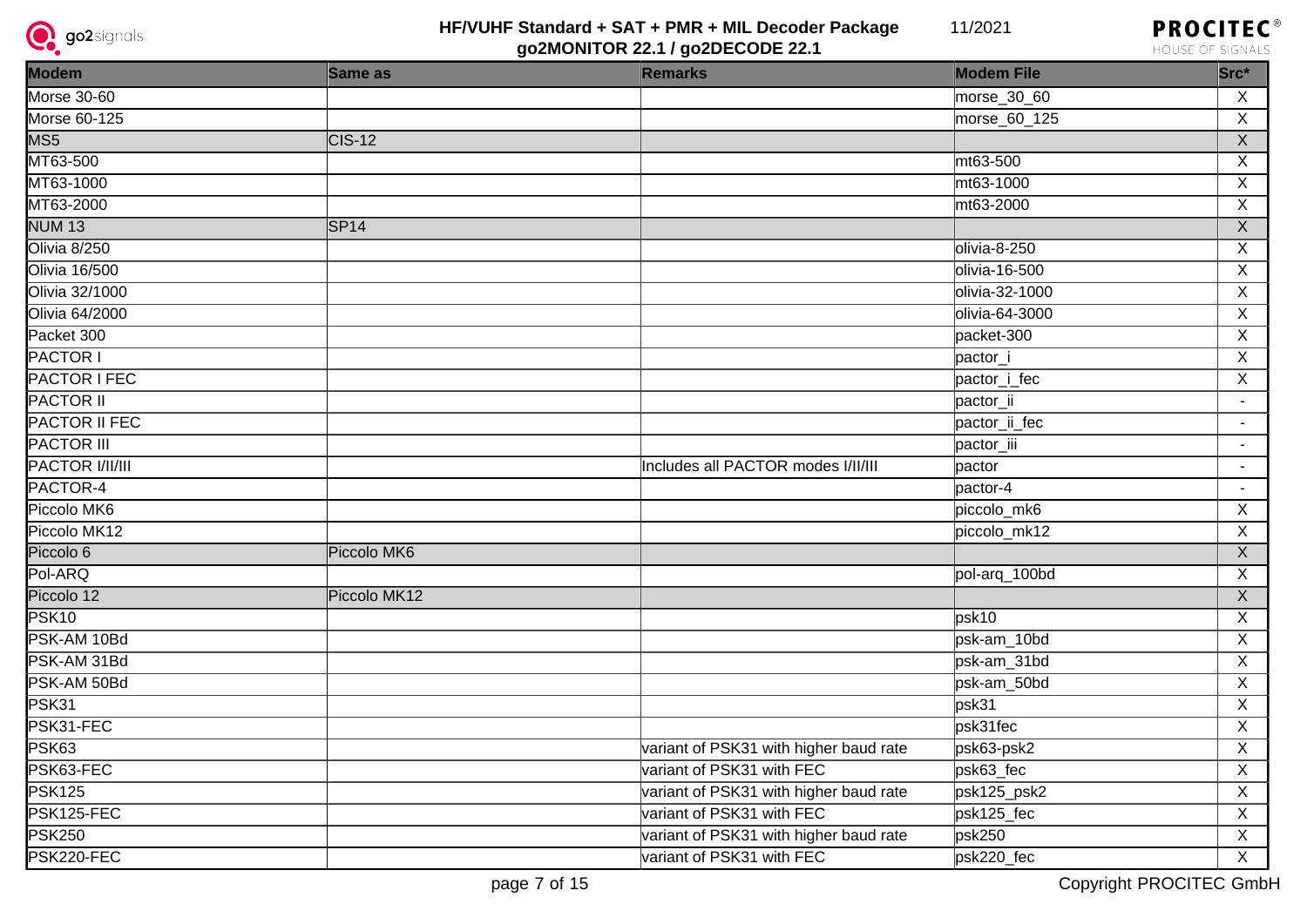| Modem | Same as | Remarks | Modem File | Src* |
|---|---|---|---|---|
| Morse 30-60 | | | morse_30_60 | X |
| Morse 60-125 | | | morse_60_125 | X |
| MS5 | CIS-12 | | | X |
| MT63-500 | | | mt63-500 | X |
| MT63-1000 | | | mt63-1000 | X |
| MT63-2000 | | | mt63-2000 | X |
| NUM 13 | SP14 | | | X |
| Olivia 8/250 | | | olivia-8-250 | X |
| Olivia 16/500 | | | olivia-16-500 | X |
| Olivia 32/1000 | | | olivia-32-1000 | X |
| Olivia 64/2000 | | | olivia-64-3000 | X |
| Packet 300 | | | packet-300 | X |
| PACTOR I | | | pactor_i | X |
| PACTOR I FEC | | | pactor_i_fec | X |
| PACTOR II | | | pactor_ii | - |
| PACTOR II FEC | | | pactor_ii_fec | - |
| PACTOR III | | | pactor_iii | - |
| PACTOR I/II/III | | Includes all PACTOR modes I/II/III | pactor | - |
| PACTOR-4 | | | pactor-4 | - |
| Piccolo MK6 | | | piccolo_mk6 | X |
| Piccolo MK12 | | | piccolo_mk12 | X |
| Piccolo 6 | Piccolo MK6 | | | X |
| Pol-ARQ | | | pol-arq_100bd | X |
| Piccolo 12 | Piccolo MK12 | | | X |
| PSK10 | | | psk10 | X |
| PSK-AM 10Bd | | | psk-am_10bd | X |
| PSK-AM 31Bd | | | psk-am_31bd | X |
| PSK-AM 50Bd | | | psk-am_50bd | X |
| PSK31 | | | psk31 | X |
| PSK31-FEC | | | psk31fec | X |
| PSK63 | | variant of PSK31 with higher baud rate | psk63-psk2 | X |
| PSK63-FEC | | variant of PSK31 with FEC | psk63_fec | X |
| PSK125 | | variant of PSK31 with higher baud rate | psk125_psk2 | X |
| PSK125-FEC | | variant of PSK31 with FEC | psk125_fec | X |
| PSK250 | | variant of PSK31 with higher baud rate | psk250 | X |
| PSK220-FEC | | variant of PSK31 with FEC | psk220_fec | X |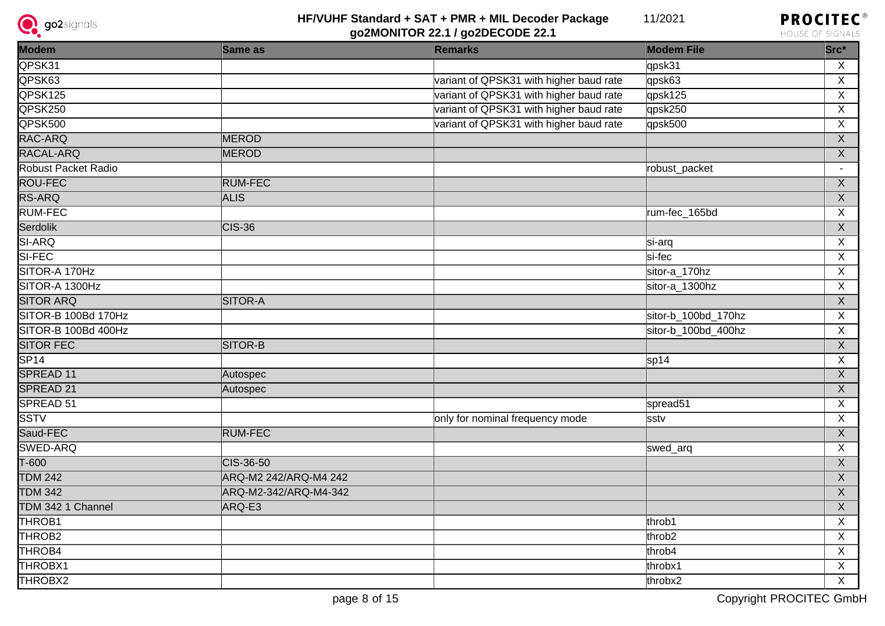| Modem | Same as | Remarks | Modem File | Src* |
|---|---|---|---|---|
| QPSK31 | | | qpsk31 | X |
| QPSK63 | | variant of QPSK31 with higher baud rate | qpsk63 | X |
| QPSK125 | | variant of QPSK31 with higher baud rate | qpsk125 | X |
| QPSK250 | | variant of QPSK31 with higher baud rate | qpsk250 | X |
| QPSK500 | | variant of QPSK31 with higher baud rate | qpsk500 | X |
| RAC-ARQ | MEROD | | | X |
| RACAL-ARQ | MEROD | | | X |
| Robust Packet Radio | | | robust_packet | - |
| ROU-FEC | RUM-FEC | | | X |
| RS-ARQ | ALIS | | | X |
| RUM-FEC | | | rum-fec_165bd | X |
| Serdolik | CIS-36 | | | X |
| SI-ARQ | | | si-arq | X |
| SI-FEC | | | si-fec | X |
| SITOR-A 170Hz | | | sitor-a_170hz | X |
| SITOR-A 1300Hz | | | sitor-a_1300hz | X |
| SITOR ARQ | SITOR-A | | | X |
| SITOR-B 100Bd 170Hz | | | sitor-b_100bd_170hz | X |
| SITOR-B 100Bd 400Hz | | | sitor-b_100bd_400hz | X |
| SITOR FEC | SITOR-B | | | X |
| SP14 | | | sp14 | X |
| SPREAD 11 | Autospec | | | X |
| SPREAD 21 | Autospec | | | X |
| SPREAD 51 | | | spread51 | X |
| SSTV | | only for nominal frequency mode | sstv | X |
| Saud-FEC | RUM-FEC | | | X |
| SWED-ARQ | | | swed_arq | X |
| T-600 | CIS-36-50 | | | X |
| TDM 242 | ARQ-M2 242/ARQ-M4 242 | | | X |
| TDM 342 | ARQ-M2-342/ARQ-M4-342 | | | X |
| TDM 342 1 Channel | ARQ-E3 | | | X |
| THROB1 | | | throb1 | X |
| THROB2 | | | throb2 | X |
| THROB4 | | | throb4 | X |
| THROBX1 | | | throbx1 | X |
| THROBX2 | | | throbx2 | X |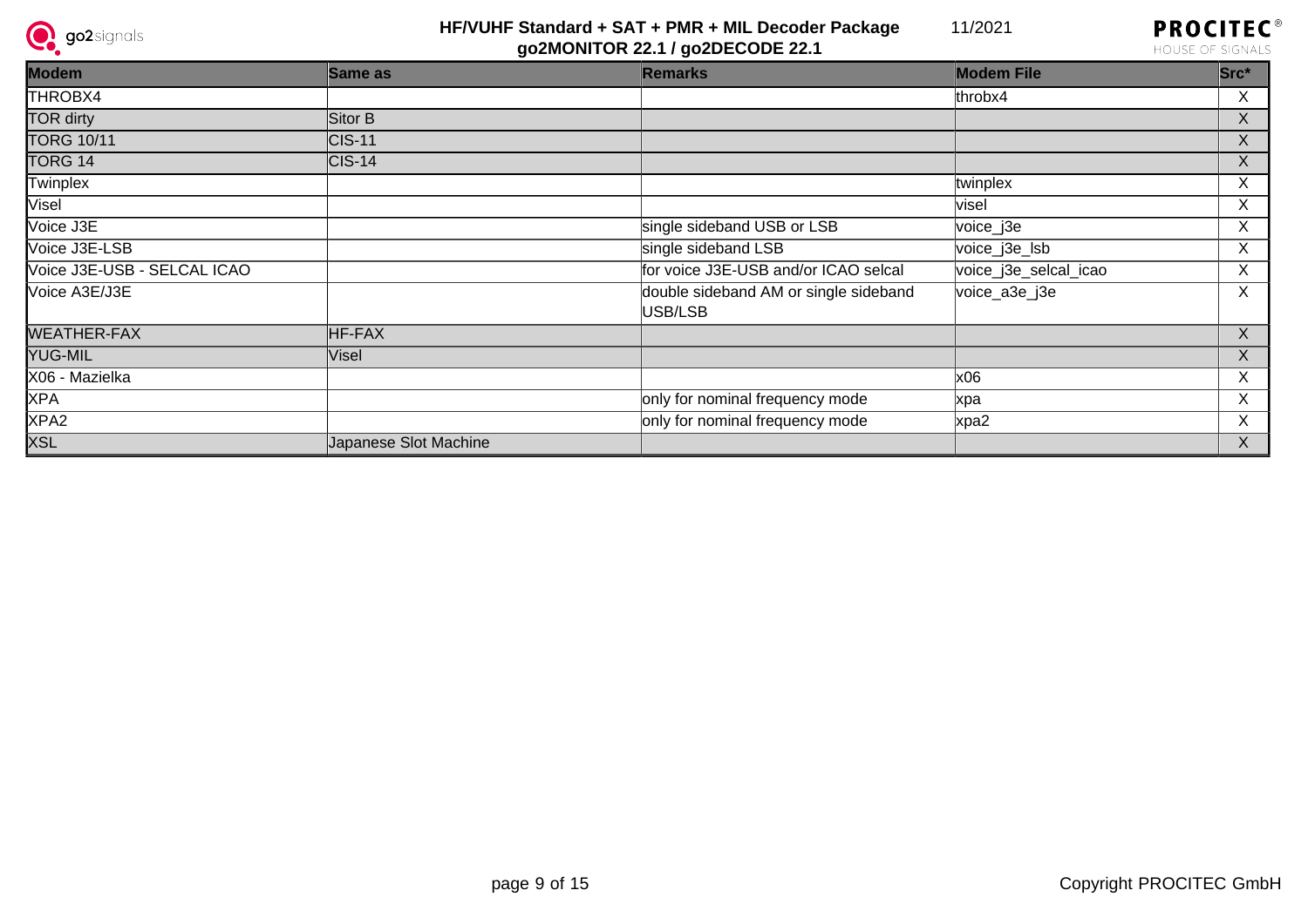| Modem | Same as | Remarks | Modem File | Src* |
|---|---|---|---|---|
| THROBX4 | | | throbx4 | X |
| TOR dirty | Sitor B | | | X |
| TORG 10/11 | CIS-11 | | | X |
| TORG 14 | CIS-14 | | | X |
| Twinplex | | | twinplex | X |
| Visel | | | visel | X |
| Voice J3E | | single sideband USB or LSB | voice_j3e | X |
| Voice J3E-LSB | | single sideband LSB | voice_j3e_lsb | X |
| Voice J3E-USB - SELCAL ICAO | | for voice J3E-USB and/or ICAO selcal | voice_j3e_selcal_icao | X |
| Voice A3E/J3E | | double sideband AM or single sideband USB/LSB | voice_a3e_j3e | X |
| WEATHER-FAX | HF-FAX | | | X |
| YUG-MIL | Visel | | | X |
| X06 - Mazielka | | | x06 | X |
| XPA | | only for nominal frequency mode | xpa | X |
| XPA2 | | only for nominal frequency mode | xpa2 | X |
| XSL | Japanese Slot Machine | | | X |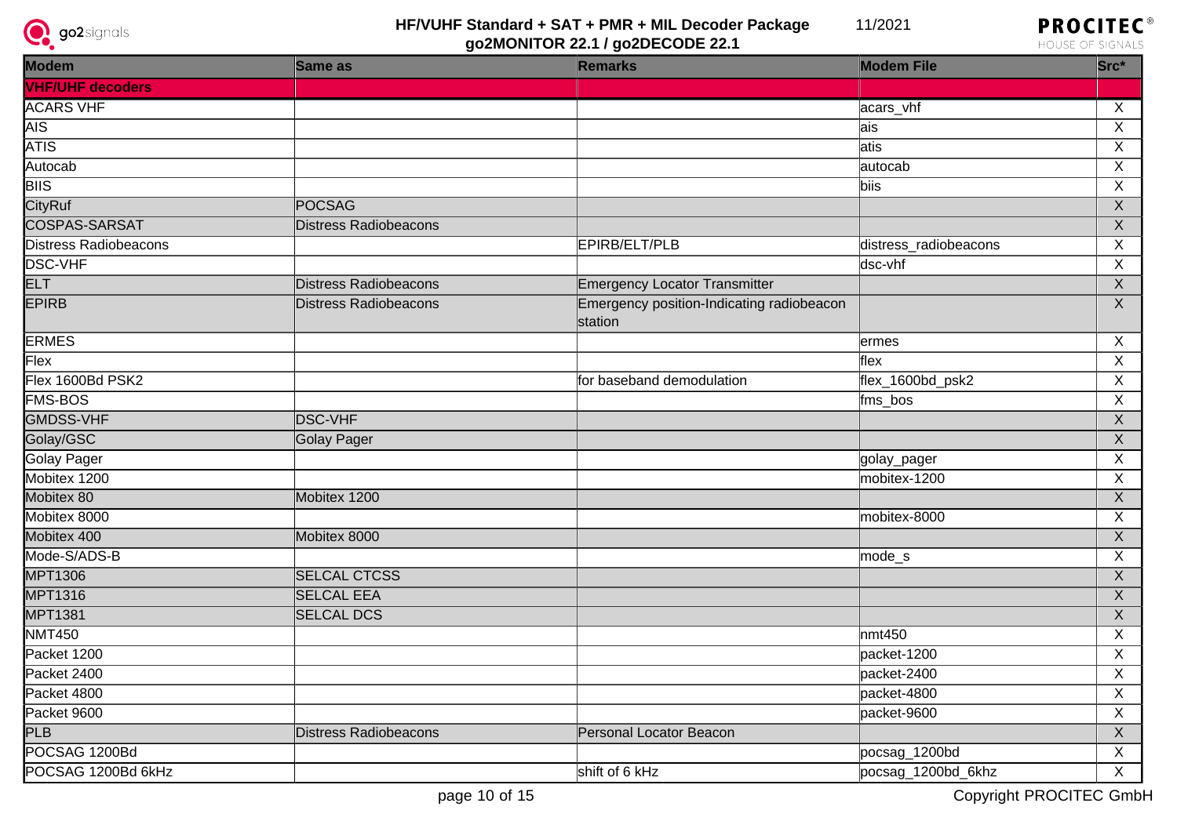| Modem | Same as | Remarks | Modem File | Src* |
|---|---|---|---|---|
| **VHF/UHF decoders** | | | | |
| ACARS VHF | | | acars_vhf | X |
| AIS | | | ais | X |
| ATIS | | | atis | X |
| Autocab | | | autocab | X |
| BIIS | | | biis | X |
| CityRuf | POCSAG | | | X |
| COSPAS-SARSAT | Distress Radiobeacons | | | X |
| Distress Radiobeacons | | EPIRB/ELT/PLB | distress_radiobeacons | X |
| DSC-VHF | | | dsc-vhf | X |
| ELT | Distress Radiobeacons | Emergency Locator Transmitter | | X |
| EPIRB | Distress Radiobeacons | Emergency position-Indicating radiobeacon station | | X |
| ERMES | | | ermes | X |
| Flex | | | flex | X |
| Flex 1600Bd PSK2 | | for baseband demodulation | flex_1600bd_psk2 | X |
| FMS-BOS | | | fms_bos | X |
| GMDSS-VHF | DSC-VHF | | | X |
| Golay/GSC | Golay Pager | | | X |
| Golay Pager | | | golay_pager | X |
| Mobitex 1200 | | | mobitex-1200 | X |
| Mobitex 80 | Mobitex 1200 | | | X |
| Mobitex 8000 | | | mobitex-8000 | X |
| Mobitex 400 | Mobitex 8000 | | | X |
| Mode-S/ADS-B | | | mode_s | X |
| MPT1306 | SELCAL CTCSS | | | X |
| MPT1316 | SELCAL EEA | | | X |
| MPT1381 | SELCAL DCS | | | X |
| NMT450 | | | nmt450 | X |
| Packet 1200 | | | packet-1200 | X |
| Packet 2400 | | | packet-2400 | X |
| Packet 4800 | | | packet-4800 | X |
| Packet 9600 | | | packet-9600 | X |
| PLB | Distress Radiobeacons | Personal Locator Beacon | | X |
| POCSAG 1200Bd | | | pocsag_1200bd | X |
| POCSAG 1200Bd 6kHz | | shift of 6 kHz | pocsag_1200bd_6khz | X |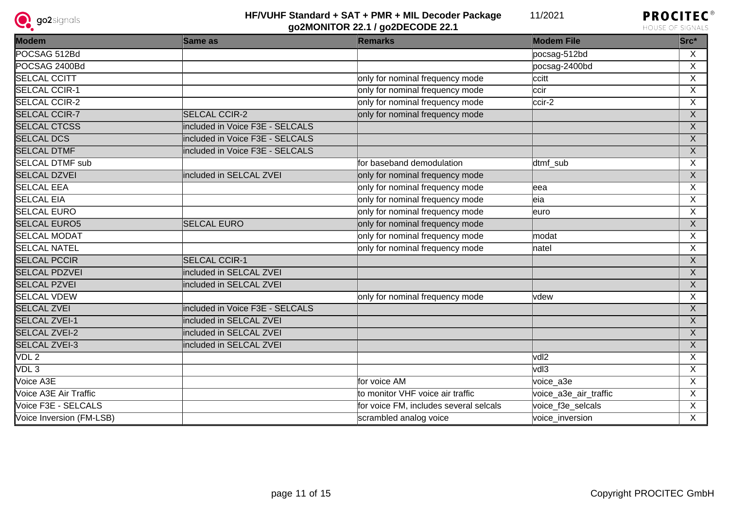| Modem | Same as | Remarks | Modem File | Src* |
|---|---|---|---|---|
| POCSAG 512Bd | | | pocsag-512bd | X |
| POCSAG 2400Bd | | | pocsag-2400bd | X |
| SELCAL CCITT | | only for nominal frequency mode | ccitt | X |
| SELCAL CCIR-1 | | only for nominal frequency mode | ccir | X |
| SELCAL CCIR-2 | | only for nominal frequency mode | ccir-2 | X |
| SELCAL CCIR-7 | SELCAL CCIR-2 | only for nominal frequency mode | | X |
| SELCAL CTCSS | included in Voice F3E - SELCALS | | | X |
| SELCAL DCS | included in Voice F3E - SELCALS | | | X |
| SELCAL DTMF | included in Voice F3E - SELCALS | | | X |
| SELCAL DTMF sub | | for baseband demodulation | dtmf_sub | X |
| SELCAL DZVEI | included in SELCAL ZVEI | only for nominal frequency mode | | X |
| SELCAL EEA | | only for nominal frequency mode | eea | X |
| SELCAL EIA | | only for nominal frequency mode | eia | X |
| SELCAL EURO | | only for nominal frequency mode | euro | X |
| SELCAL EURO5 | SELCAL EURO | only for nominal frequency mode | | X |
| SELCAL MODAT | | only for nominal frequency mode | modat | X |
| SELCAL NATEL | | only for nominal frequency mode | natel | X |
| SELCAL PCCIR | SELCAL CCIR-1 | | | X |
| SELCAL PDZVEI | included in SELCAL ZVEI | | | X |
| SELCAL PZVEI | included in SELCAL ZVEI | | | X |
| SELCAL VDEW | | only for nominal frequency mode | vdew | X |
| SELCAL ZVEI | included in Voice F3E - SELCALS | | | X |
| SELCAL ZVEI-1 | included in SELCAL ZVEI | | | X |
| SELCAL ZVEI-2 | included in SELCAL ZVEI | | | X |
| SELCAL ZVEI-3 | included in SELCAL ZVEI | | | X |
| VDL 2 | | | vdl2 | X |
| VDL 3 | | | vdl3 | X |
| Voice A3E | | for voice AM | voice_a3e | X |
| Voice A3E Air Traffic | | to monitor VHF voice air traffic | voice_a3e_air_traffic | X |
| Voice F3E - SELCALS | | for voice FM, includes several selcals | voice_f3e_selcals | X |
| Voice Inversion (FM-LSB) | | scrambled analog voice | voice_inversion | X |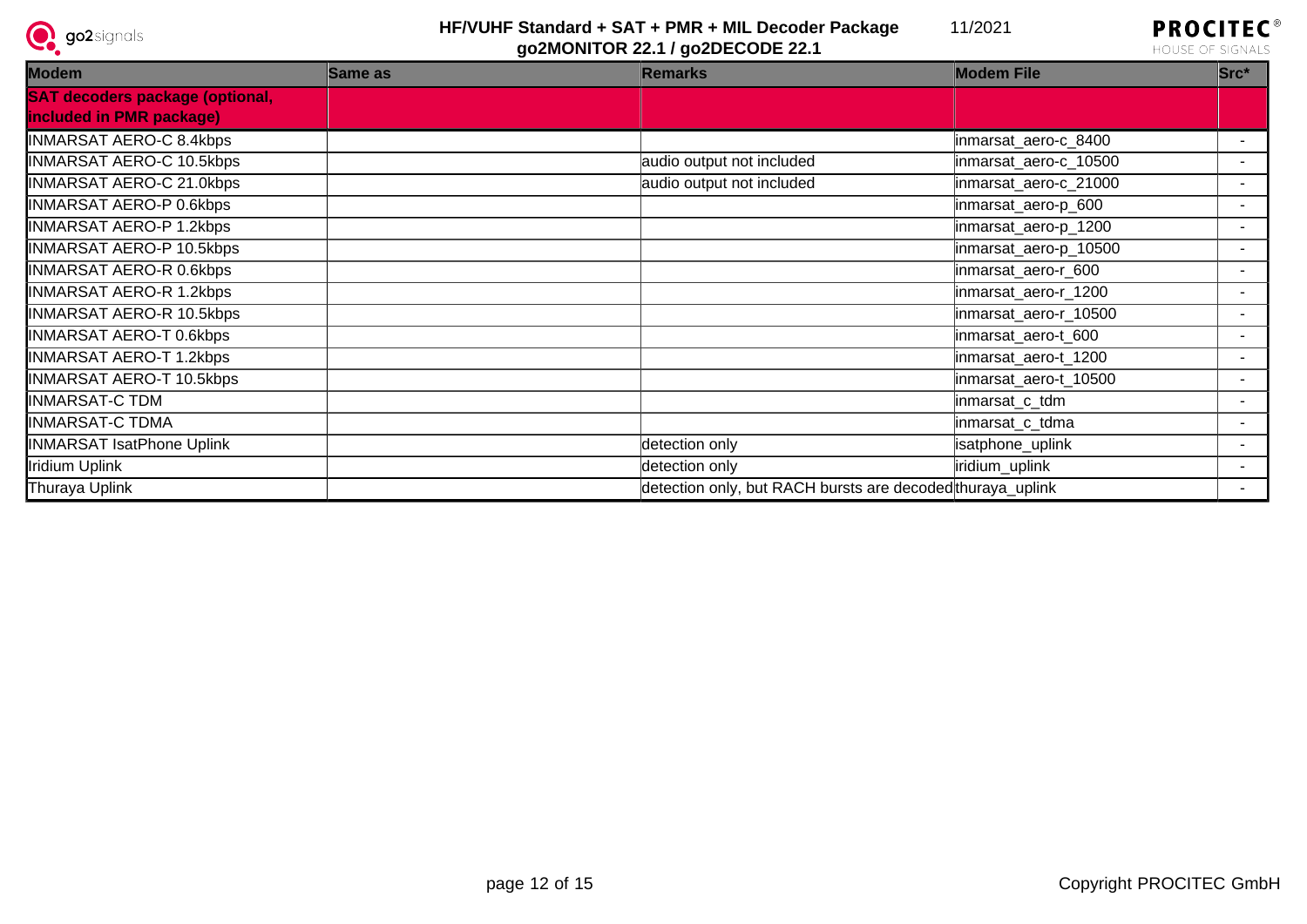| Modem | Same as | Remarks | Modem File | Src* |
|---|---|---|---|---|
| **SAT decoders package (optional, included in PMR package)** | | | | |
| INMARSAT AERO-C 8.4kbps | | | inmarsat_aero-c_8400 | - |
| INMARSAT AERO-C 10.5kbps | | audio output not included | inmarsat_aero-c_10500 | - |
| INMARSAT AERO-C 21.0kbps | | audio output not included | inmarsat_aero-c_21000 | - |
| INMARSAT AERO-P 0.6kbps | | | inmarsat_aero-p_600 | - |
| INMARSAT AERO-P 1.2kbps | | | inmarsat_aero-p_1200 | - |
| INMARSAT AERO-P 10.5kbps | | | inmarsat_aero-p_10500 | - |
| INMARSAT AERO-R 0.6kbps | | | inmarsat_aero-r_600 | - |
| INMARSAT AERO-R 1.2kbps | | | inmarsat_aero-r_1200 | - |
| INMARSAT AERO-R 10.5kbps | | | inmarsat_aero-r_10500 | - |
| INMARSAT AERO-T 0.6kbps | | | inmarsat_aero-t_600 | - |
| INMARSAT AERO-T 1.2kbps | | | inmarsat_aero-t_1200 | - |
| INMARSAT AERO-T 10.5kbps | | | inmarsat_aero-t_10500 | - |
| INMARSAT-C TDM | | | inmarsat_c_tdm | - |
| INMARSAT-C TDMA | | | inmarsat_c_tdma | - |
| INMARSAT IsatPhone Uplink | | detection only | isatphone_uplink | - |
| Iridium Uplink | | detection only | iridium_uplink | - |
| Thuraya Uplink | | detection only, but RACH bursts are decoded | thuraya_uplink | - |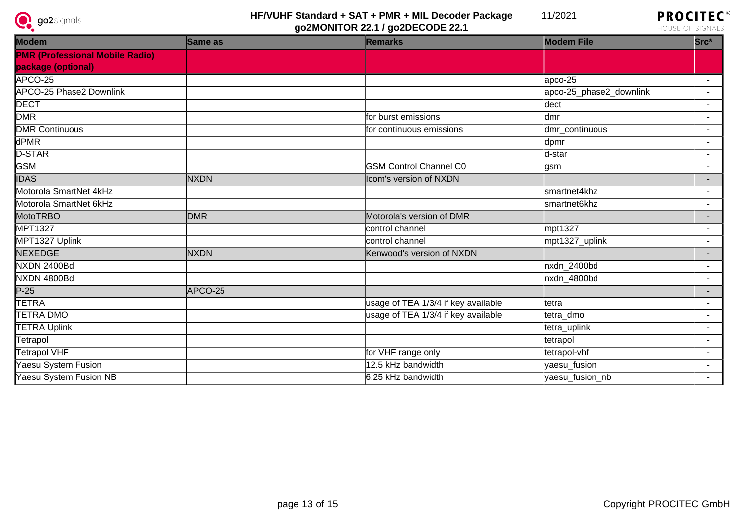| Modem | Same as | Remarks | Modem File | Src* |
|---|---|---|---|---|
| **PMR (Professional Mobile Radio) package (optional)** | | | | |
| APCO-25 | | | apco-25 | - |
| APCO-25 Phase2 Downlink | | | apco-25_phase2_downlink | - |
| DECT | | | dect | - |
| DMR | | for burst emissions | dmr | - |
| DMR Continuous | | for continuous emissions | dmr_continuous | - |
| dPMR | | | dpmr | - |
| D-STAR | | | d-star | - |
| GSM | | GSM Control Channel C0 | gsm | - |
| IDAS | NXDN | Icom's version of NXDN | | - |
| Motorola SmartNet 4kHz | | | smartnet4khz | - |
| Motorola SmartNet 6kHz | | | smartnet6khz | - |
| MotoTRBO | DMR | Motorola's version of DMR | | - |
| MPT1327 | | control channel | mpt1327 | - |
| MPT1327 Uplink | | control channel | mpt1327_uplink | - |
| NEXEDGE | NXDN | Kenwood's version of NXDN | | - |
| NXDN 2400Bd | | | nxdn_2400bd | - |
| NXDN 4800Bd | | | nxdn_4800bd | - |
| P-25 | APCO-25 | | | - |
| TETRA | | usage of TEA 1/3/4 if key available | tetra | - |
| TETRA DMO | | usage of TEA 1/3/4 if key available | tetra_dmo | - |
| TETRA Uplink | | | tetra_uplink | - |
| Tetrapol | | | tetrapol | - |
| Tetrapol VHF | | for VHF range only | tetrapol-vhf | - |
| Yaesu System Fusion | | 12.5 kHz bandwidth | yaesu_fusion | - |
| Yaesu System Fusion NB | | 6.25 kHz bandwidth | yaesu_fusion_nb | - |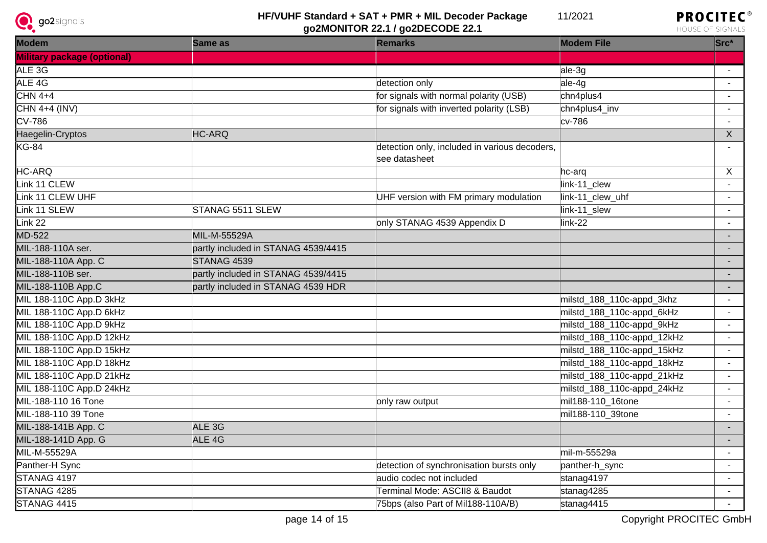| Modem | Same as | Remarks | Modem File | Src* |
|---|---|---|---|---|
| **Military package (optional)** | | | | |
| ALE 3G | | | ale-3g | - |
| ALE 4G | | detection only | ale-4g | - |
| CHN 4+4 | | for signals with normal polarity (USB) | chn4plus4 | - |
| CHN 4+4 (INV) | | for signals with inverted polarity (LSB) | chn4plus4_inv | - |
| CV-786 | | | cv-786 | - |
| Haegelin-Cryptos | HC-ARQ | | | X |
| KG-84 | | detection only, included in various decoders, see datasheet | | - |
| HC-ARQ | | | hc-arq | X |
| Link 11 CLEW | | | link-11_clew | - |
| Link 11 CLEW UHF | | UHF version with FM primary modulation | link-11_clew_uhf | - |
| Link 11 SLEW | STANAG 5511 SLEW | | link-11_slew | - |
| Link 22 | | only STANAG 4539 Appendix D | link-22 | - |
| MD-522 | MIL-M-55529A | | | - |
| MIL-188-110A ser. | partly included in STANAG 4539/4415 | | | - |
| MIL-188-110A App. C | STANAG 4539 | | | - |
| MIL-188-110B ser. | partly included in STANAG 4539/4415 | | | - |
| MIL-188-110B App.C | partly included in STANAG 4539 HDR | | | - |
| MIL 188-110C App.D 3kHz | | | milstd_188_110c-appd_3khz | - |
| MIL 188-110C App.D 6kHz | | | milstd_188_110c-appd_6kHz | - |
| MIL 188-110C App.D 9kHz | | | milstd_188_110c-appd_9kHz | - |
| MIL 188-110C App.D 12kHz | | | milstd_188_110c-appd_12kHz | - |
| MIL 188-110C App.D 15kHz | | | milstd_188_110c-appd_15kHz | - |
| MIL 188-110C App.D 18kHz | | | milstd_188_110c-appd_18kHz | - |
| MIL 188-110C App.D 21kHz | | | milstd_188_110c-appd_21kHz | - |
| MIL 188-110C App.D 24kHz | | | milstd_188_110c-appd_24kHz | - |
| MIL-188-110 16 Tone | | only raw output | mil188-110_16tone | - |
| MIL-188-110 39 Tone | | | mil188-110_39tone | - |
| MIL-188-141B App. C | ALE 3G | | | - |
| MIL-188-141D App. G | ALE 4G | | | - |
| MIL-M-55529A | | | mil-m-55529a | - |
| Panther-H Sync | | detection of synchronisation bursts only | panther-h_sync | - |
| STANAG 4197 | | audio codec not included | stanag4197 | - |
| STANAG 4285 | | Terminal Mode: ASCII8 & Baudot | stanag4285 | - |
| STANAG 4415 | | 75bps (also Part of Mil188-110A/B) | stanag4415 | - |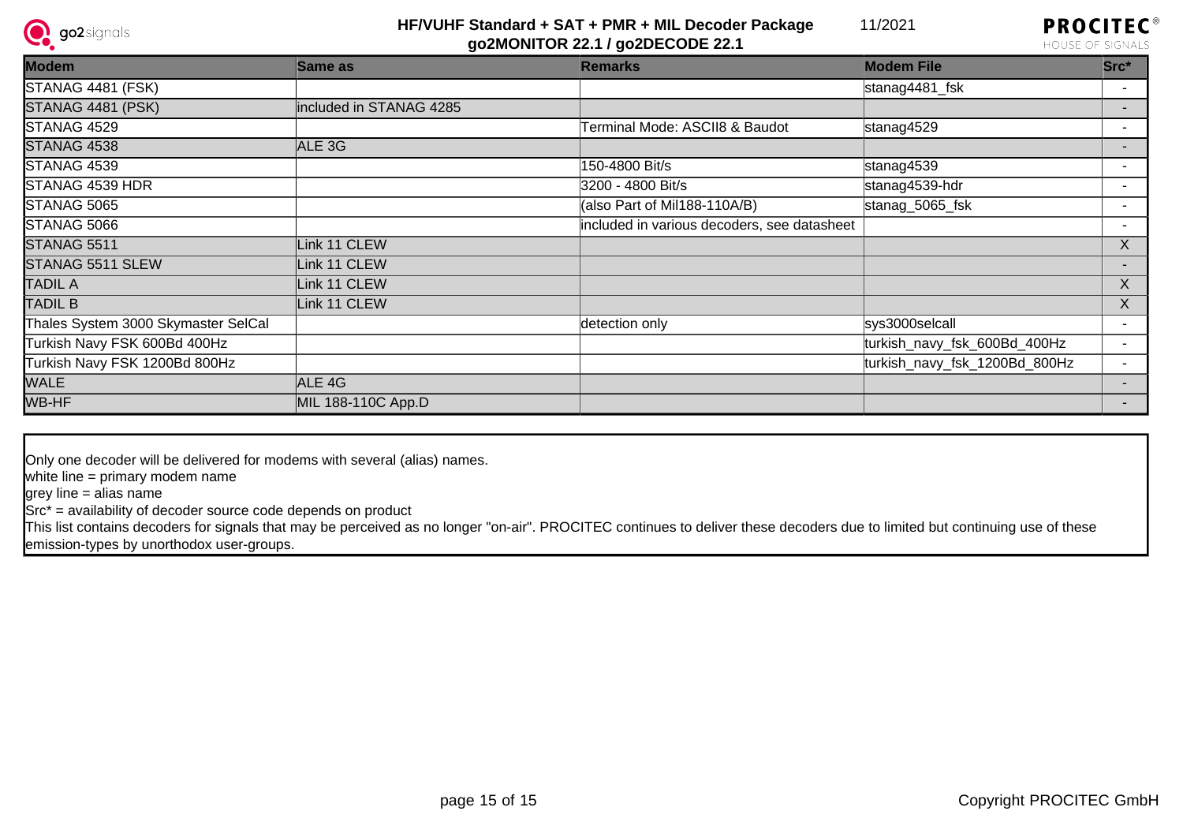| Modem | Same as | Remarks | Modem File | Src* |
|---|---|---|---|---|
| STANAG 4481 (FSK) | | | stanag4481_fsk | - |
| STANAG 4481 (PSK) | included in STANAG 4285 | | | - |
| STANAG 4529 | | Terminal Mode: ASCII8 & Baudot | stanag4529 | - |
| STANAG 4538 | ALE 3G | | | - |
| STANAG 4539 | | 150-4800 Bit/s | stanag4539 | - |
| STANAG 4539 HDR | | 3200 - 4800 Bit/s | stanag4539-hdr | - |
| STANAG 5065 | | (also Part of Mil188-110A/B) | stanag_5065_fsk | - |
| STANAG 5066 | | included in various decoders, see datasheet | | - |
| STANAG 5511 | Link 11 CLEW | | | X |
| STANAG 5511 SLEW | Link 11 CLEW | | | - |
| TADIL A | Link 11 CLEW | | | X |
| TADIL B | Link 11 CLEW | | | X |
| Thales System 3000 Skymaster SelCal | | detection only | sys3000selcall | - |
| Turkish Navy FSK 600Bd 400Hz | | | turkish_navy_fsk_600Bd_400Hz | - |
| Turkish Navy FSK 1200Bd 800Hz | | | turkish_navy_fsk_1200Bd_800Hz | - |
| WALE | ALE 4G | | | - |
| WB-HF | MIL 188-110C App.D | | | - |

Only one decoder will be delivered for modems with several (alias) names.
white line = primary modem name
grey line = alias name
Src* = availability of decoder source code depends on product
This list contains decoders for signals that may be perceived as no longer "on-air". PROCITEC continues to deliver these decoders due to limited but continuing use of these emission-types by unorthodox user-groups.